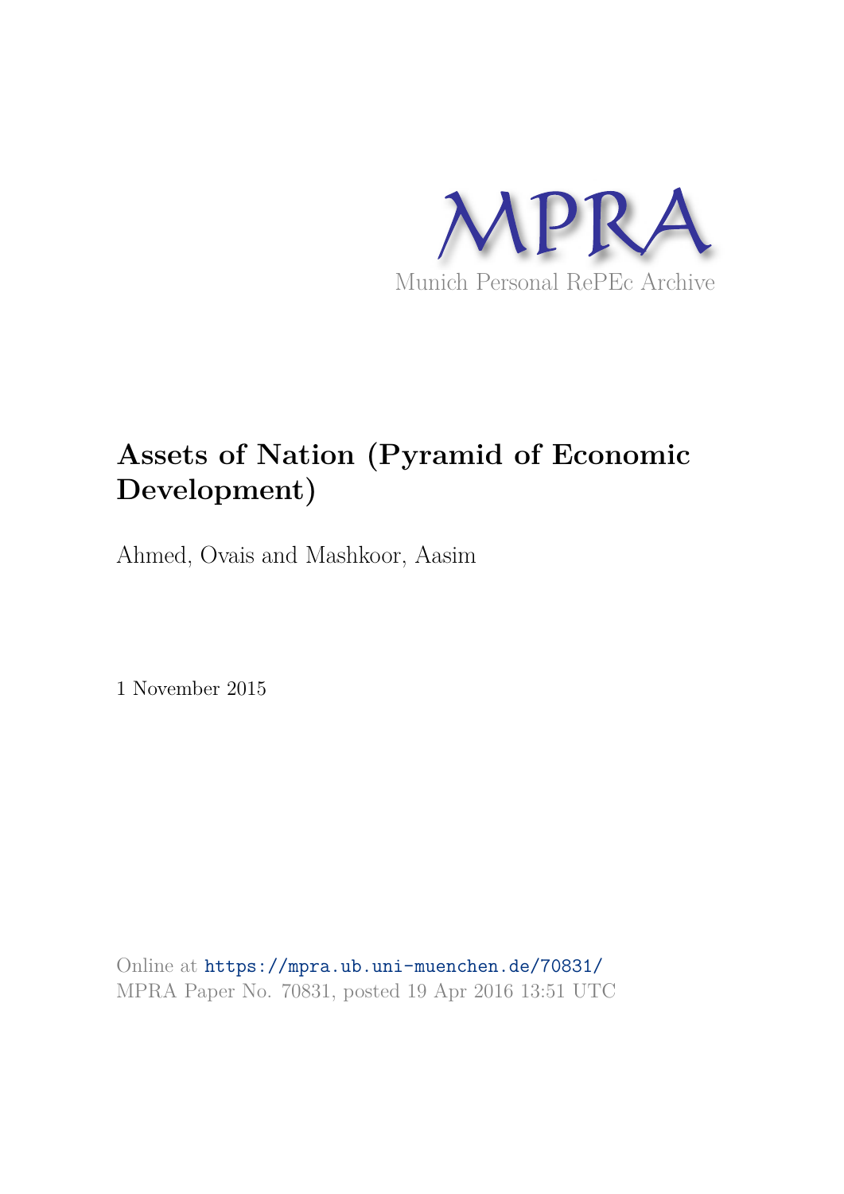MPRA

Munich Personal RePEc Archive

# Assets of Nation (Pyramid of Economic Development)

Ahmed, Ovais and Mashkoor, Aasim

1 November 2015

Online at https://mpra.ub.uni-muenchen.de/70831/
MPRA Paper No. 70831, posted 19 Apr 2016 13:51 UTC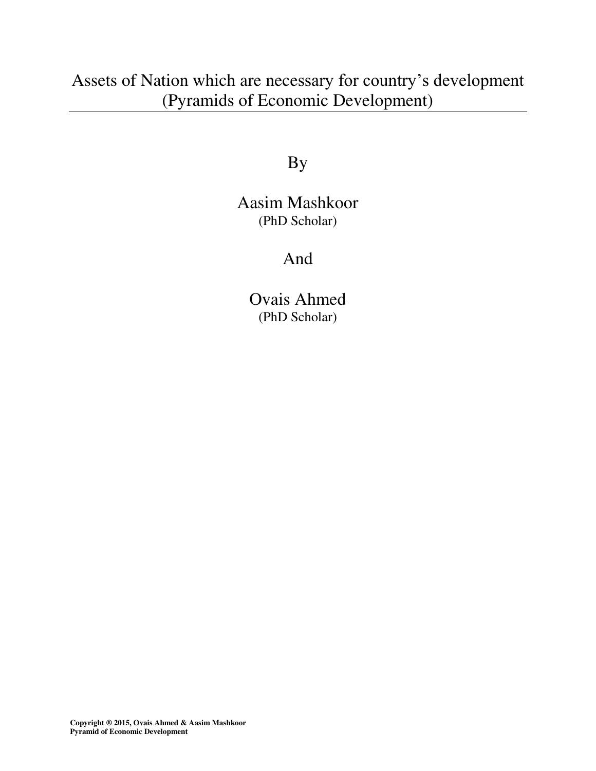# Assets of Nation which are necessary for country's development (Pyramids of Economic Development)

By

Aasim Mashkoor
(PhD Scholar)

And

Ovais Ahmed
(PhD Scholar)

**Copyright ® 2015, Ovais Ahmed & Aasim Mashkoor**
**Pyramid of Economic Development**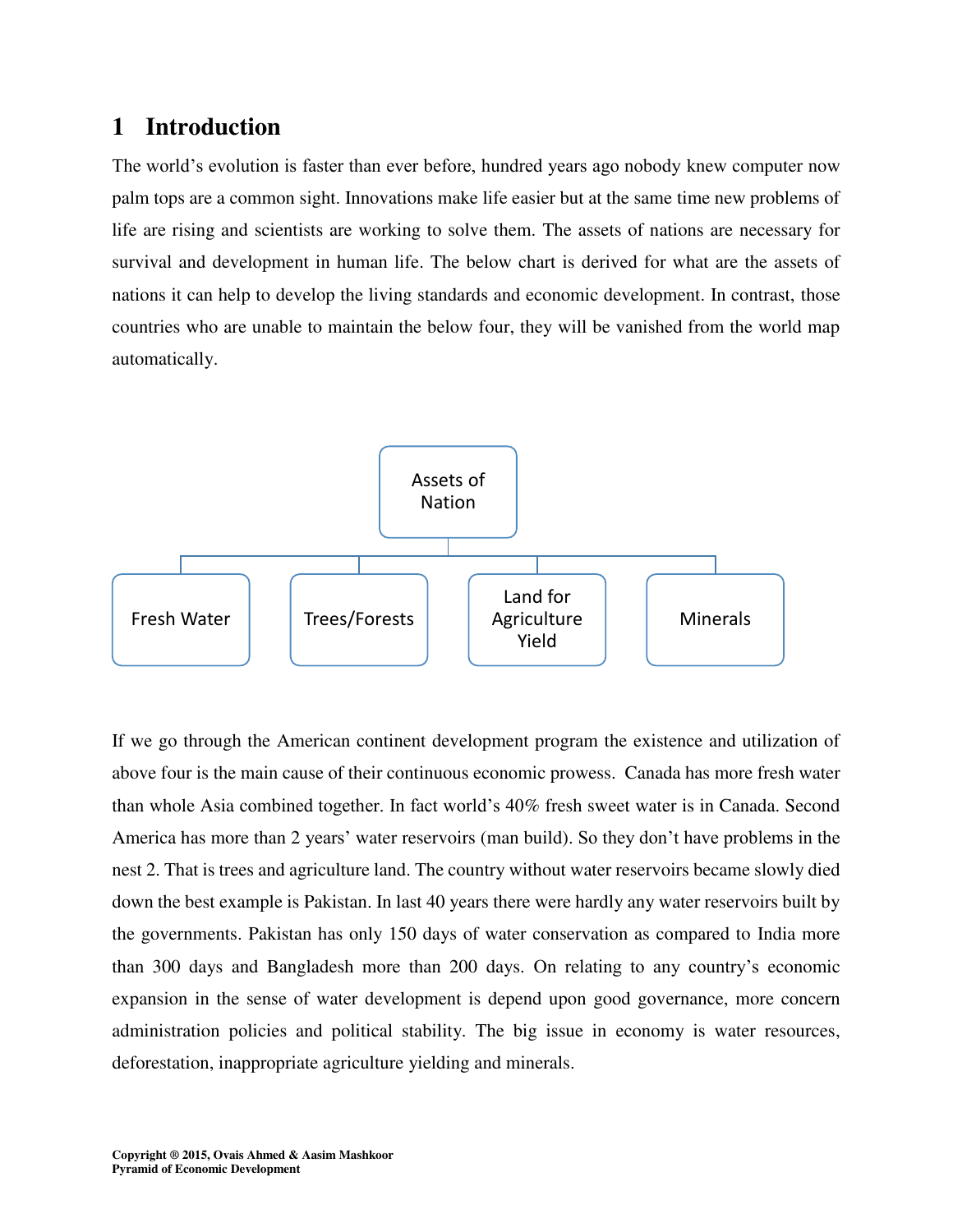# 1 Introduction

The world's evolution is faster than ever before, hundred years ago nobody knew computer now palm tops are a common sight. Innovations make life easier but at the same time new problems of life are rising and scientists are working to solve them. The assets of nations are necessary for survival and development in human life. The below chart is derived for what are the assets of nations it can help to develop the living standards and economic development. In contrast, those countries who are unable to maintain the below four, they will be vanished from the world map automatically.

Assets of Nation

- Fresh Water
- Trees/Forests
- Land for Agriculture Yield
- Minerals

If we go through the American continent development program the existence and utilization of above four is the main cause of their continuous economic prowess. Canada has more fresh water than whole Asia combined together. In fact world's 40% fresh sweet water is in Canada. Second America has more than 2 years' water reservoirs (man build). So they don't have problems in the nest 2. That is trees and agriculture land. The country without water reservoirs became slowly died down the best example is Pakistan. In last 40 years there were hardly any water reservoirs built by the governments. Pakistan has only 150 days of water conservation as compared to India more than 300 days and Bangladesh more than 200 days. On relating to any country's economic expansion in the sense of water development is depend upon good governance, more concern administration policies and political stability. The big issue in economy is water resources, deforestation, inappropriate agriculture yielding and minerals.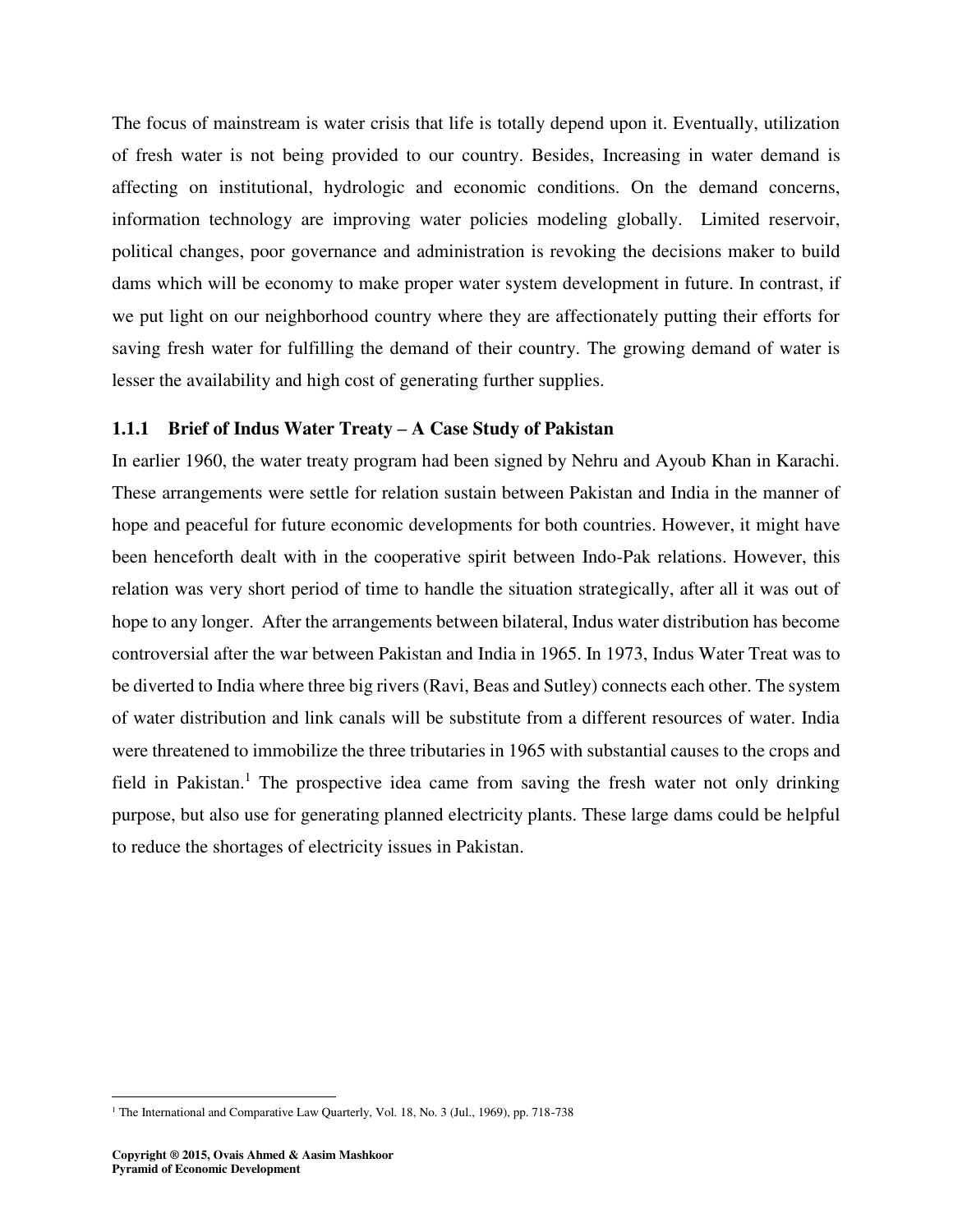The focus of mainstream is water crisis that life is totally depend upon it. Eventually, utilization of fresh water is not being provided to our country. Besides, Increasing in water demand is affecting on institutional, hydrologic and economic conditions. On the demand concerns, information technology are improving water policies modeling globally. Limited reservoir, political changes, poor governance and administration is revoking the decisions maker to build dams which will be economy to make proper water system development in future. In contrast, if we put light on our neighborhood country where they are affectionately putting their efforts for saving fresh water for fulfilling the demand of their country. The growing demand of water is lesser the availability and high cost of generating further supplies.

### 1.1.1 Brief of Indus Water Treaty – A Case Study of Pakistan

In earlier 1960, the water treaty program had been signed by Nehru and Ayoub Khan in Karachi. These arrangements were settle for relation sustain between Pakistan and India in the manner of hope and peaceful for future economic developments for both countries. However, it might have been henceforth dealt with in the cooperative spirit between Indo-Pak relations. However, this relation was very short period of time to handle the situation strategically, after all it was out of hope to any longer. After the arrangements between bilateral, Indus water distribution has become controversial after the war between Pakistan and India in 1965. In 1973, Indus Water Treat was to be diverted to India where three big rivers (Ravi, Beas and Sutley) connects each other. The system of water distribution and link canals will be substitute from a different resources of water. India were threatened to immobilize the three tributaries in 1965 with substantial causes to the crops and field in Pakistan.[1] The prospective idea came from saving the fresh water not only drinking purpose, but also use for generating planned electricity plants. These large dams could be helpful to reduce the shortages of electricity issues in Pakistan.

[1] The International and Comparative Law Quarterly, Vol. 18, No. 3 (Jul., 1969), pp. 718-738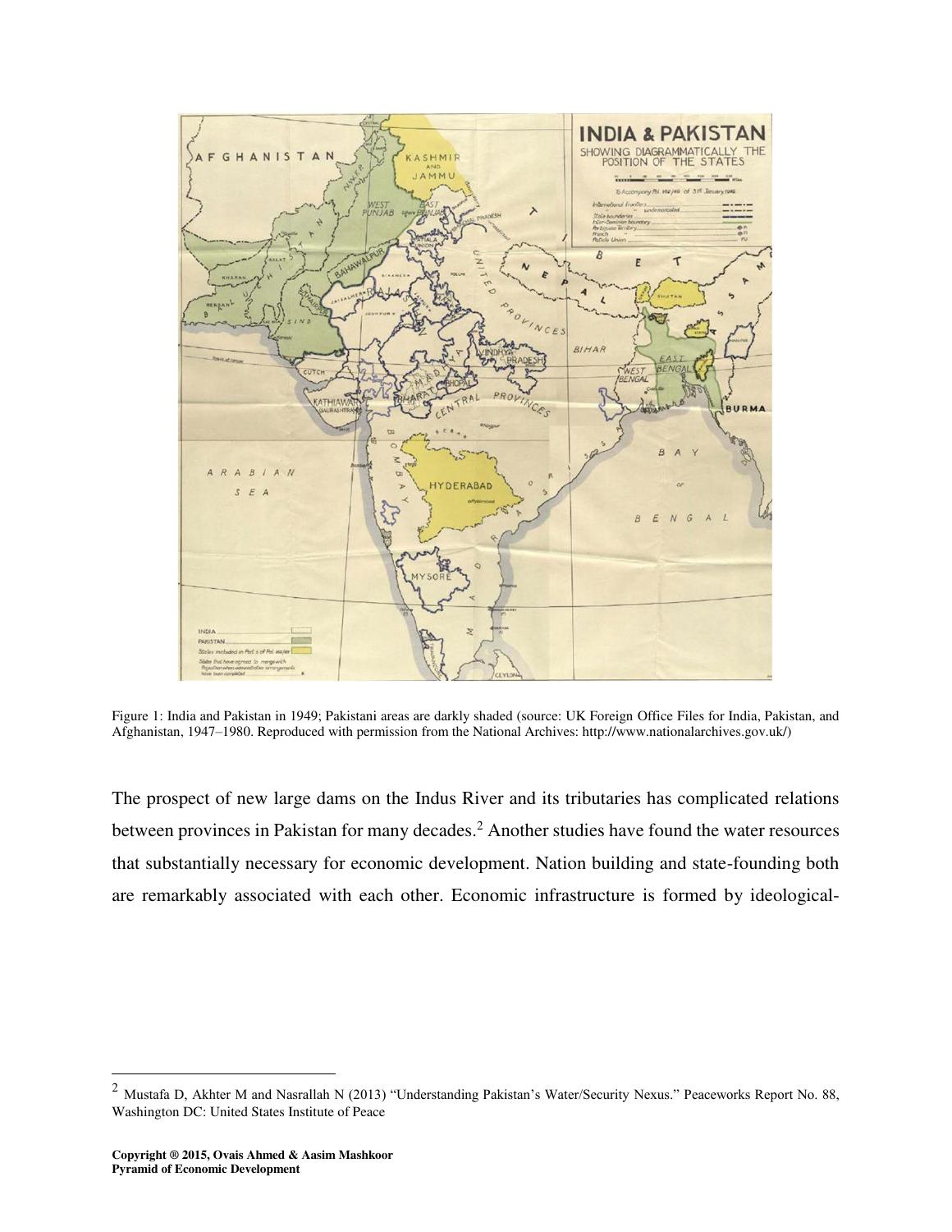Figure 1: India and Pakistan in 1949; Pakistani areas are darkly shaded (source: UK Foreign Office Files for India, Pakistan, and Afghanistan, 1947–1980. Reproduced with permission from the National Archives: http://www.nationalarchives.gov.uk/)

The prospect of new large dams on the Indus River and its tributaries has complicated relations between provinces in Pakistan for many decades.[2] Another studies have found the water resources that substantially necessary for economic development. Nation building and state-founding both are remarkably associated with each other. Economic infrastructure is formed by ideological-

[2] Mustafa D, Akhter M and Nasrallah N (2013) "Understanding Pakistan's Water/Security Nexus." Peaceworks Report No. 88, Washington DC: United States Institute of Peace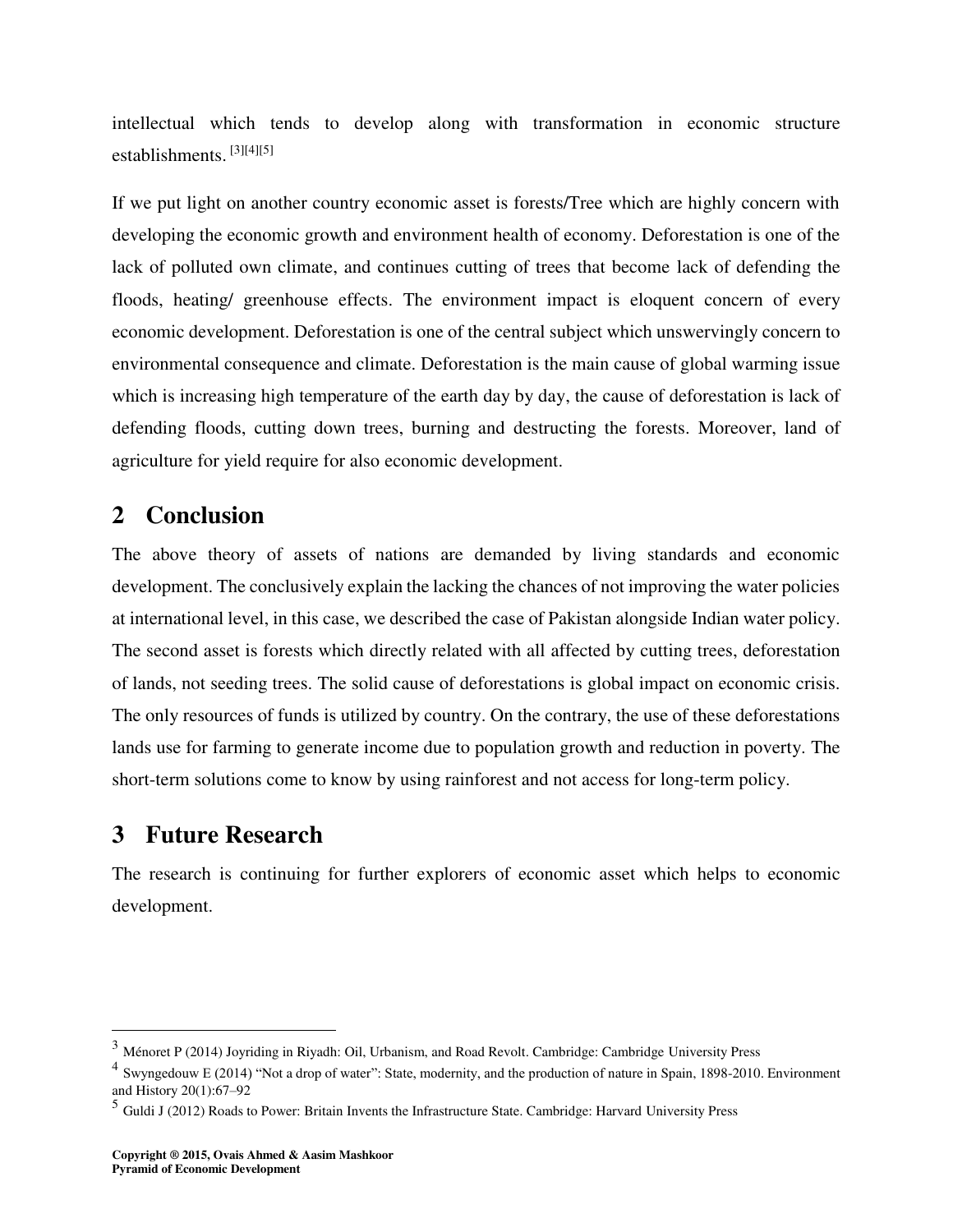intellectual which tends to develop along with transformation in economic structure establishments. [3][4][5]

If we put light on another country economic asset is forests/Tree which are highly concern with developing the economic growth and environment health of economy. Deforestation is one of the lack of polluted own climate, and continues cutting of trees that become lack of defending the floods, heating/ greenhouse effects. The environment impact is eloquent concern of every economic development. Deforestation is one of the central subject which unswervingly concern to environmental consequence and climate. Deforestation is the main cause of global warming issue which is increasing high temperature of the earth day by day, the cause of deforestation is lack of defending floods, cutting down trees, burning and destructing the forests. Moreover, land of agriculture for yield require for also economic development.

## 2 Conclusion

The above theory of assets of nations are demanded by living standards and economic development. The conclusively explain the lacking the chances of not improving the water policies at international level, in this case, we described the case of Pakistan alongside Indian water policy. The second asset is forests which directly related with all affected by cutting trees, deforestation of lands, not seeding trees. The solid cause of deforestations is global impact on economic crisis. The only resources of funds is utilized by country. On the contrary, the use of these deforestations lands use for farming to generate income due to population growth and reduction in poverty. The short-term solutions come to know by using rainforest and not access for long-term policy.

## 3 Future Research

The research is continuing for further explorers of economic asset which helps to economic development.

---

[3] Ménoret P (2014) Joyriding in Riyadh: Oil, Urbanism, and Road Revolt. Cambridge: Cambridge University Press

[4] Swyngedouw E (2014) "Not a drop of water": State, modernity, and the production of nature in Spain, 1898-2010. Environment and History 20(1):67–92

[5] Guldi J (2012) Roads to Power: Britain Invents the Infrastructure State. Cambridge: Harvard University Press